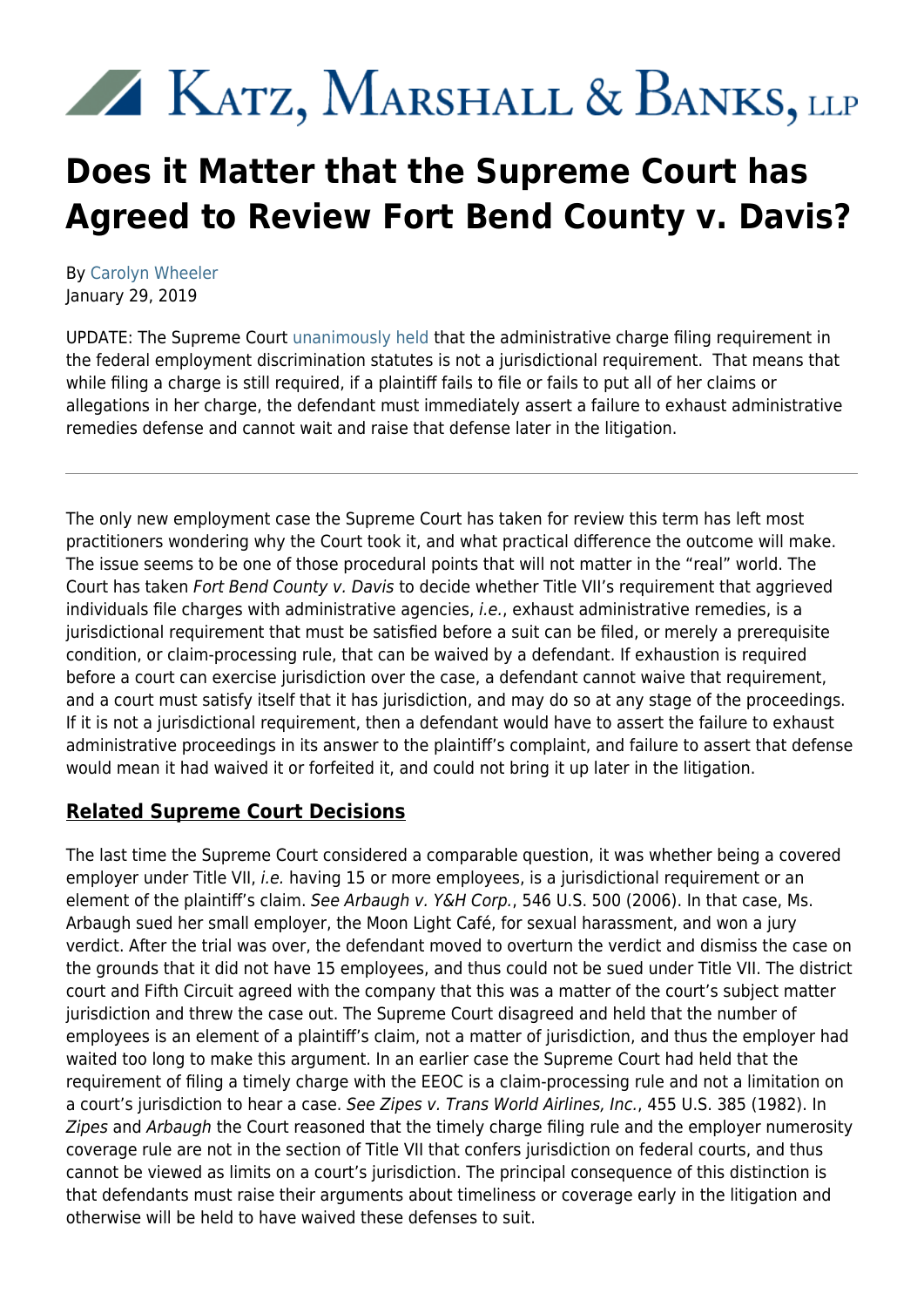Katz, Marshall & Banks, LLP

# Does it Matter that the Supreme Court has Agreed to Review Fort Bend County v. Davis?

By Carolyn Wheeler
January 29, 2019

UPDATE: The Supreme Court unanimously held that the administrative charge filing requirement in the federal employment discrimination statutes is not a jurisdictional requirement. That means that while filing a charge is still required, if a plaintiff fails to file or fails to put all of her claims or allegations in her charge, the defendant must immediately assert a failure to exhaust administrative remedies defense and cannot wait and raise that defense later in the litigation.

---

The only new employment case the Supreme Court has taken for review this term has left most practitioners wondering why the Court took it, and what practical difference the outcome will make. The issue seems to be one of those procedural points that will not matter in the "real" world. The Court has taken *Fort Bend County v. Davis* to decide whether Title VII's requirement that aggrieved individuals file charges with administrative agencies, *i.e.*, exhaust administrative remedies, is a jurisdictional requirement that must be satisfied before a suit can be filed, or merely a prerequisite condition, or claim-processing rule, that can be waived by a defendant. If exhaustion is required before a court can exercise jurisdiction over the case, a defendant cannot waive that requirement, and a court must satisfy itself that it has jurisdiction, and may do so at any stage of the proceedings. If it is not a jurisdictional requirement, then a defendant would have to assert the failure to exhaust administrative proceedings in its answer to the plaintiff's complaint, and failure to assert that defense would mean it had waived it or forfeited it, and could not bring it up later in the litigation.

## Related Supreme Court Decisions

The last time the Supreme Court considered a comparable question, it was whether being a covered employer under Title VII, *i.e.* having 15 or more employees, is a jurisdictional requirement or an element of the plaintiff's claim. *See Arbaugh v. Y&H Corp.*, 546 U.S. 500 (2006). In that case, Ms. Arbaugh sued her small employer, the Moon Light Café, for sexual harassment, and won a jury verdict. After the trial was over, the defendant moved to overturn the verdict and dismiss the case on the grounds that it did not have 15 employees, and thus could not be sued under Title VII. The district court and Fifth Circuit agreed with the company that this was a matter of the court's subject matter jurisdiction and threw the case out. The Supreme Court disagreed and held that the number of employees is an element of a plaintiff's claim, not a matter of jurisdiction, and thus the employer had waited too long to make this argument. In an earlier case the Supreme Court had held that the requirement of filing a timely charge with the EEOC is a claim-processing rule and not a limitation on a court's jurisdiction to hear a case. *See Zipes v. Trans World Airlines, Inc.*, 455 U.S. 385 (1982). In *Zipes* and *Arbaugh* the Court reasoned that the timely charge filing rule and the employer numerosity coverage rule are not in the section of Title VII that confers jurisdiction on federal courts, and thus cannot be viewed as limits on a court's jurisdiction. The principal consequence of this distinction is that defendants must raise their arguments about timeliness or coverage early in the litigation and otherwise will be held to have waived these defenses to suit.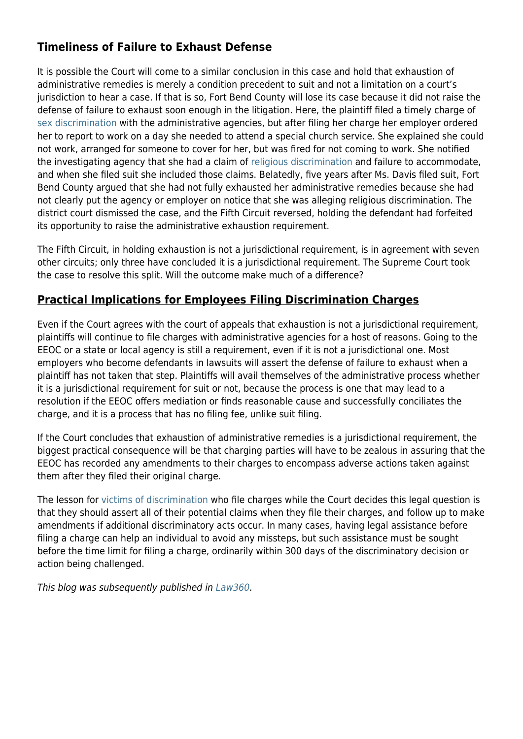## **Timeliness of Failure to Exhaust Defense**

It is possible the Court will come to a similar conclusion in this case and hold that exhaustion of administrative remedies is merely a condition precedent to suit and not a limitation on a court's jurisdiction to hear a case. If that is so, Fort Bend County will lose its case because it did not raise the defense of failure to exhaust soon enough in the litigation. Here, the plaintiff filed a timely charge of sex discrimination with the administrative agencies, but after filing her charge her employer ordered her to report to work on a day she needed to attend a special church service. She explained she could not work, arranged for someone to cover for her, but was fired for not coming to work. She notified the investigating agency that she had a claim of religious discrimination and failure to accommodate, and when she filed suit she included those claims. Belatedly, five years after Ms. Davis filed suit, Fort Bend County argued that she had not fully exhausted her administrative remedies because she had not clearly put the agency or employer on notice that she was alleging religious discrimination. The district court dismissed the case, and the Fifth Circuit reversed, holding the defendant had forfeited its opportunity to raise the administrative exhaustion requirement.

The Fifth Circuit, in holding exhaustion is not a jurisdictional requirement, is in agreement with seven other circuits; only three have concluded it is a jurisdictional requirement. The Supreme Court took the case to resolve this split. Will the outcome make much of a difference?

## **Practical Implications for Employees Filing Discrimination Charges**

Even if the Court agrees with the court of appeals that exhaustion is not a jurisdictional requirement, plaintiffs will continue to file charges with administrative agencies for a host of reasons. Going to the EEOC or a state or local agency is still a requirement, even if it is not a jurisdictional one. Most employers who become defendants in lawsuits will assert the defense of failure to exhaust when a plaintiff has not taken that step. Plaintiffs will avail themselves of the administrative process whether it is a jurisdictional requirement for suit or not, because the process is one that may lead to a resolution if the EEOC offers mediation or finds reasonable cause and successfully conciliates the charge, and it is a process that has no filing fee, unlike suit filing.

If the Court concludes that exhaustion of administrative remedies is a jurisdictional requirement, the biggest practical consequence will be that charging parties will have to be zealous in assuring that the EEOC has recorded any amendments to their charges to encompass adverse actions taken against them after they filed their original charge.

The lesson for victims of discrimination who file charges while the Court decides this legal question is that they should assert all of their potential claims when they file their charges, and follow up to make amendments if additional discriminatory acts occur. In many cases, having legal assistance before filing a charge can help an individual to avoid any missteps, but such assistance must be sought before the time limit for filing a charge, ordinarily within 300 days of the discriminatory decision or action being challenged.

*This blog was subsequently published in Law360.*